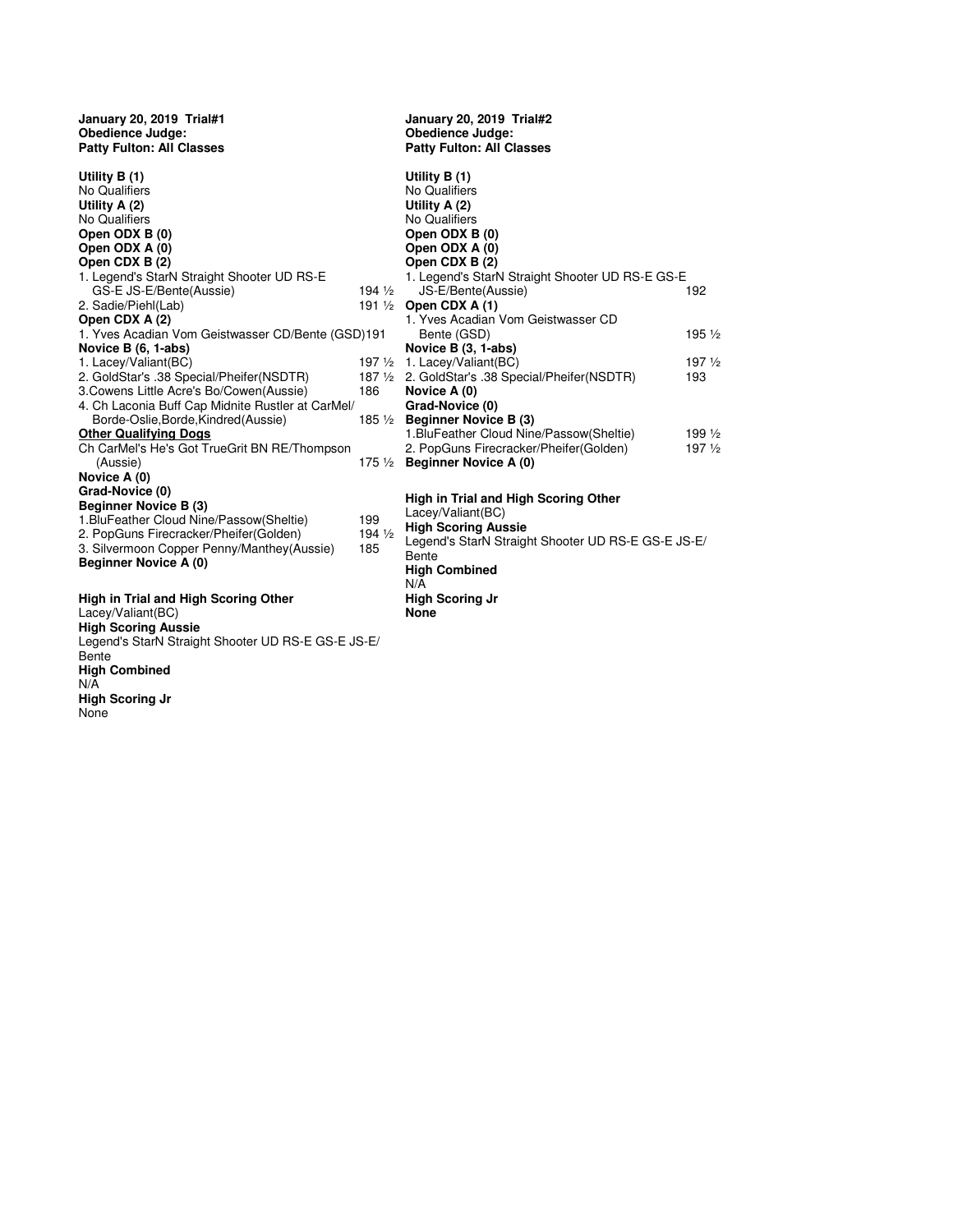**January 20, 2019 Trial#1**
**Obedience Judge:**
**Patty Fulton: All Classes**

**Utility B (1)**
No Qualifiers
**Utility A (2)**
No Qualifiers
**Open ODX B (0)**
**Open ODX A (0)**
**Open CDX B (2)**
1. Legend's StarN Straight Shooter UD RS-E GS-E JS-E/Bente(Aussie) 194 ½
2. Sadie/Piehl(Lab) 191 ½
**Open CDX A (2)**
1. Yves Acadian Vom Geistwasser CD/Bente (GSD) 191
**Novice B (6, 1-abs)**
1. Lacey/Valiant(BC) 197 ½
2. GoldStar's .38 Special/Pheifer(NSDTR) 187 ½
3. Cowens Little Acre's Bo/Cowen(Aussie) 186
4. Ch Laconia Buff Cap Midnite Rustler at CarMel/ Borde-Oslie,Borde,Kindred(Aussie) 185 ½

**Other Qualifying Dogs**

Ch CarMel's He's Got TrueGrit BN RE/Thompson (Aussie) 175 ½
**Novice A (0)**
**Grad-Novice (0)**
**Beginner Novice B (3)**
1. BluFeather Cloud Nine/Passow(Sheltie) 199
2. PopGuns Firecracker/Pheifer(Golden) 194 ½
3. Silvermoon Copper Penny/Manthey(Aussie) 185
**Beginner Novice A (0)**

**High in Trial and High Scoring Other**
Lacey/Valiant(BC)
**High Scoring Aussie**
Legend's StarN Straight Shooter UD RS-E GS-E JS-E/ Bente
**High Combined**
N/A
**High Scoring Jr**
None

**January 20, 2019 Trial#2**
**Obedience Judge:**
**Patty Fulton: All Classes**

**Utility B (1)**
No Qualifiers
**Utility A (2)**
No Qualifiers
**Open ODX B (0)**
**Open ODX A (0)**
**Open CDX B (2)**
1. Legend's StarN Straight Shooter UD RS-E GS-E JS-E/Bente(Aussie) 192
**Open CDX A (1)**
1. Yves Acadian Vom Geistwasser CD Bente (GSD) 195 ½
**Novice B (3, 1-abs)**
1. Lacey/Valiant(BC) 197 ½
2. GoldStar's .38 Special/Pheifer(NSDTR) 193
**Novice A (0)**
**Grad-Novice (0)**
**Beginner Novice B (3)**
1. BluFeather Cloud Nine/Passow(Sheltie) 199 ½
2. PopGuns Firecracker/Pheifer(Golden) 197 ½
**Beginner Novice A (0)**

**High in Trial and High Scoring Other**
Lacey/Valiant(BC)
**High Scoring Aussie**
Legend's StarN Straight Shooter UD RS-E GS-E JS-E/ Bente
**High Combined**
N/A
**High Scoring Jr**
**None**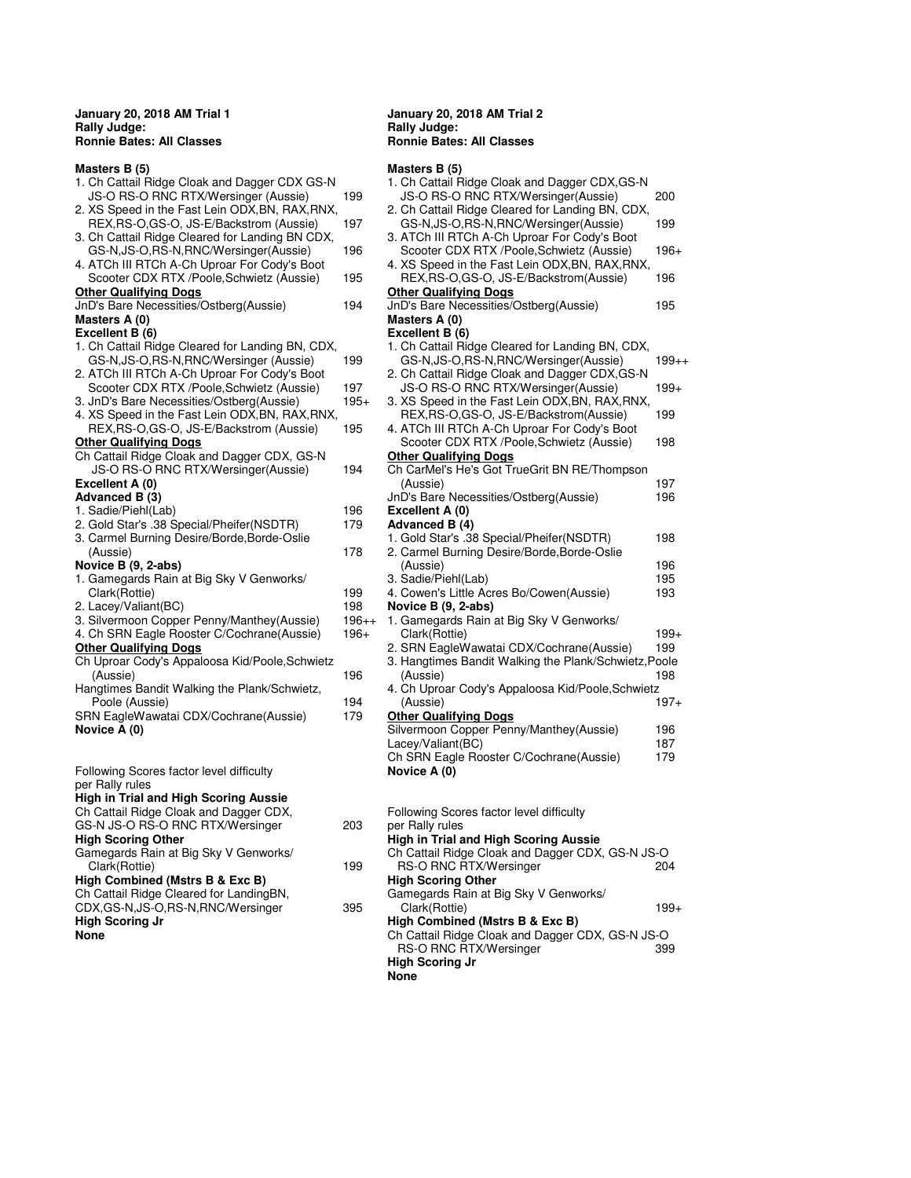**January 20, 2018 AM Trial 1**
**Rally Judge:**
**Ronnie Bates: All Classes**

**Masters B (5)**

1. Ch Cattail Ridge Cloak and Dagger CDX GS-N JS-O RS-O RNC RTX/Wersinger (Aussie) 199
2. XS Speed in the Fast Lein ODX,BN, RAX,RNX, REX,RS-O,GS-O, JS-E/Backstrom (Aussie) 197
3. Ch Cattail Ridge Cleared for Landing BN CDX, GS-N,JS-O,RS-N,RNC/Wersinger(Aussie) 196
4. ATCh III RTCh A-Ch Uproar For Cody's Boot Scooter CDX RTX /Poole,Schwietz (Aussie) 195

**Other Qualifying Dogs**

JnD's Bare Necessities/Ostberg(Aussie) 194

**Masters A (0)**

**Excellent B (6)**

1. Ch Cattail Ridge Cleared for Landing BN, CDX, GS-N,JS-O,RS-N,RNC/Wersinger (Aussie) 199
2. ATCh III RTCh A-Ch Uproar For Cody's Boot Scooter CDX RTX /Poole,Schwietz (Aussie) 197
3. JnD's Bare Necessities/Ostberg(Aussie) 195+
4. XS Speed in the Fast Lein ODX,BN, RAX,RNX, REX,RS-O,GS-O, JS-E/Backstrom (Aussie) 195

**Other Qualifying Dogs**

Ch Cattail Ridge Cloak and Dagger CDX, GS-N JS-O RS-O RNC RTX/Wersinger(Aussie) 194

**Excellent A (0)**

**Advanced B (3)**

1. Sadie/Piehl(Lab) 196
2. Gold Star's .38 Special/Pheifer(NSDTR) 179
3. Carmel Burning Desire/Borde,Borde-Oslie (Aussie) 178

**Novice B (9, 2-abs)**

1. Gamegards Rain at Big Sky V Genworks/ Clark(Rottie) 199
2. Lacey/Valiant(BC) 198
3. Silvermoon Copper Penny/Manthey(Aussie) 196++
4. Ch SRN Eagle Rooster C/Cochrane(Aussie) 196+

**Other Qualifying Dogs**

Ch Uproar Cody's Appaloosa Kid/Poole,Schwietz (Aussie) 196
Hangtimes Bandit Walking the Plank/Schwietz, Poole (Aussie) 194
SRN EagleWawatai CDX/Cochrane(Aussie) 179

**Novice A (0)**

Following Scores factor level difficulty per Rally rules

**High in Trial and High Scoring Aussie**
Ch Cattail Ridge Cloak and Dagger CDX, GS-N JS-O RS-O RNC RTX/Wersinger 203

**High Scoring Other**
Gamegards Rain at Big Sky V Genworks/ Clark(Rottie) 199

**High Combined (Mstrs B & Exc B)**
Ch Cattail Ridge Cleared for LandingBN, CDX,GS-N,JS-O,RS-N,RNC/Wersinger 395

**High Scoring Jr**
**None**

**January 20, 2018 AM Trial 2**
**Rally Judge:**
**Ronnie Bates: All Classes**

**Masters B (5)**

1. Ch Cattail Ridge Cloak and Dagger CDX,GS-N JS-O RS-O RNC RTX/Wersinger(Aussie) 200
2. Ch Cattail Ridge Cleared for Landing BN, CDX, GS-N,JS-O,RS-N,RNC/Wersinger(Aussie) 199
3. ATCh III RTCh A-Ch Uproar For Cody's Boot Scooter CDX RTX /Poole,Schwietz (Aussie) 196+
4. XS Speed in the Fast Lein ODX,BN, RAX,RNX, REX,RS-O,GS-O, JS-E/Backstrom(Aussie) 196

**Other Qualifying Dogs**

JnD's Bare Necessities/Ostberg(Aussie) 195

**Masters A (0)**

**Excellent B (6)**

1. Ch Cattail Ridge Cleared for Landing BN, CDX, GS-N,JS-O,RS-N,RNC/Wersinger(Aussie) 199++
2. Ch Cattail Ridge Cloak and Dagger CDX,GS-N JS-O RS-O RNC RTX/Wersinger(Aussie) 199+
3. XS Speed in the Fast Lein ODX,BN, RAX,RNX, REX,RS-O,GS-O, JS-E/Backstrom(Aussie) 199
4. ATCh III RTCh A-Ch Uproar For Cody's Boot Scooter CDX RTX /Poole,Schwietz (Aussie) 198

**Other Qualifying Dogs**

Ch CarMel's He's Got TrueGrit BN RE/Thompson (Aussie) 197
JnD's Bare Necessities/Ostberg(Aussie) 196

**Excellent A (0)**

**Advanced B (4)**

1. Gold Star's .38 Special/Pheifer(NSDTR) 198
2. Carmel Burning Desire/Borde,Borde-Oslie (Aussie) 196
3. Sadie/Piehl(Lab) 195
4. Cowen's Little Acres Bo/Cowen(Aussie) 193

**Novice B (9, 2-abs)**

1. Gamegards Rain at Big Sky V Genworks/ Clark(Rottie) 199+
2. SRN EagleWawatai CDX/Cochrane(Aussie) 199
3. Hangtimes Bandit Walking the Plank/Schwietz,Poole (Aussie) 198
4. Ch Uproar Cody's Appaloosa Kid/Poole,Schwietz (Aussie) 197+

**Other Qualifying Dogs**

Silvermoon Copper Penny/Manthey(Aussie) 196
Lacey/Valiant(BC) 187
Ch SRN Eagle Rooster C/Cochrane(Aussie) 179

**Novice A (0)**

Following Scores factor level difficulty per Rally rules

**High in Trial and High Scoring Aussie**
Ch Cattail Ridge Cloak and Dagger CDX, GS-N JS-O RS-O RNC RTX/Wersinger 204

**High Scoring Other**
Gamegards Rain at Big Sky V Genworks/ Clark(Rottie) 199+

**High Combined (Mstrs B & Exc B)**
Ch Cattail Ridge Cloak and Dagger CDX, GS-N JS-O RS-O RNC RTX/Wersinger 399

**High Scoring Jr**
**None**